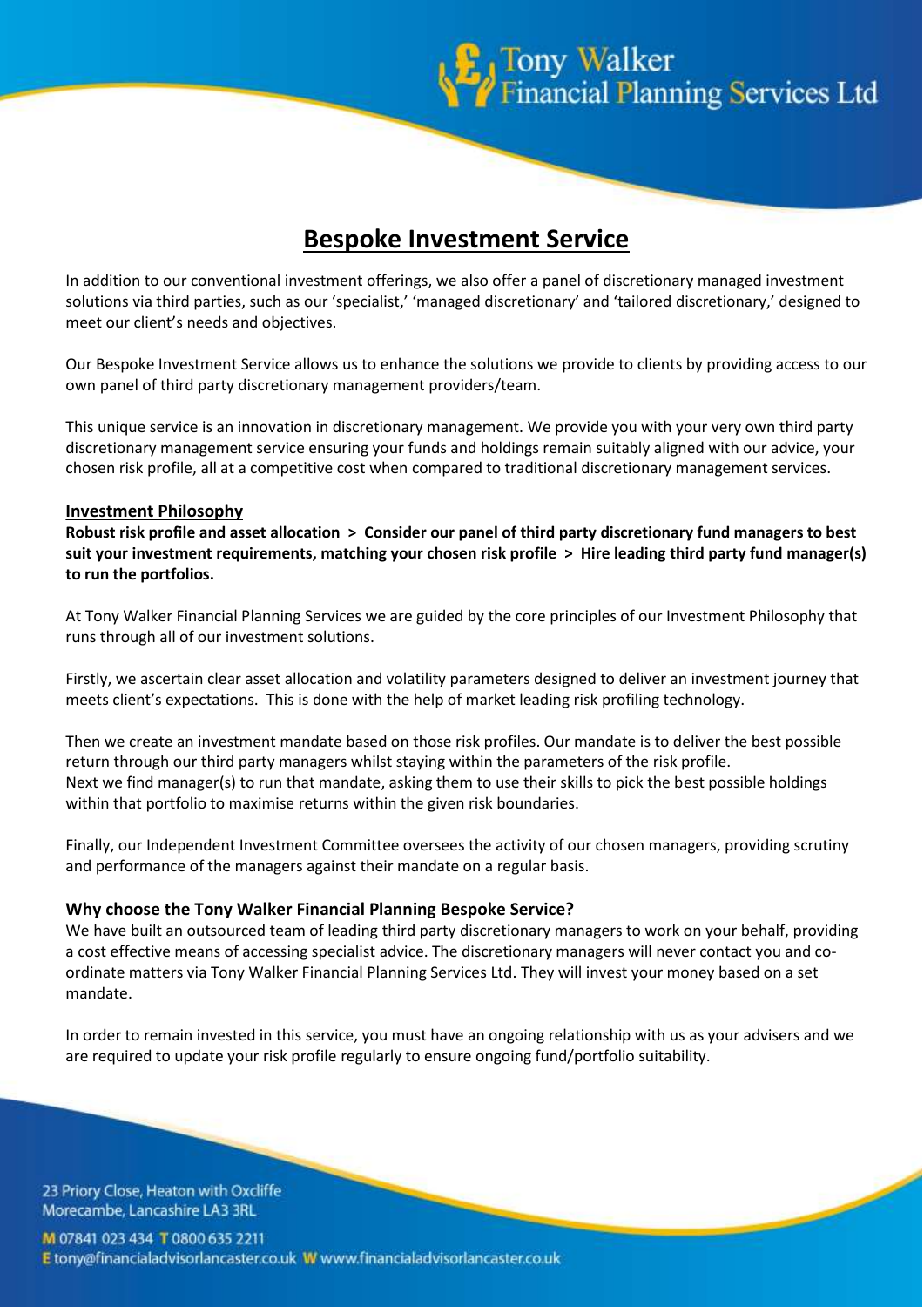# Bespoke Investment Service

In addition to our conventional investment offerings, we also offer a panel of discretionary managed investment solutions via third parties, such as our 'specialist,' 'managed discretionary' and 'tailored discretionary,' designed to meet our client's needs and objectives.

Our Bespoke Investment Service allows us to enhance the solutions we provide to clients by providing access to our own panel of third party discretionary management providers/team.

This unique service is an innovation in discretionary management. We provide you with your very own third party discretionary management service ensuring your funds and holdings remain suitably aligned with our advice, your chosen risk profile, all at a competitive cost when compared to traditional discretionary management services.

## Investment Philosophy

**Robust risk profile and asset allocation > Consider our panel of third party discretionary fund managers to best suit your investment requirements, matching your chosen risk profile > Hire leading third party fund manager(s) to run the portfolios.**

At Tony Walker Financial Planning Services we are guided by the core principles of our Investment Philosophy that runs through all of our investment solutions.

Firstly, we ascertain clear asset allocation and volatility parameters designed to deliver an investment journey that meets client's expectations. This is done with the help of market leading risk profiling technology.

Then we create an investment mandate based on those risk profiles. Our mandate is to deliver the best possible return through our third party managers whilst staying within the parameters of the risk profile.
Next we find manager(s) to run that mandate, asking them to use their skills to pick the best possible holdings within that portfolio to maximise returns within the given risk boundaries.

Finally, our Independent Investment Committee oversees the activity of our chosen managers, providing scrutiny and performance of the managers against their mandate on a regular basis.

## Why choose the Tony Walker Financial Planning Bespoke Service?

We have built an outsourced team of leading third party discretionary managers to work on your behalf, providing a cost effective means of accessing specialist advice. The discretionary managers will never contact you and co-ordinate matters via Tony Walker Financial Planning Services Ltd. They will invest your money based on a set mandate.

In order to remain invested in this service, you must have an ongoing relationship with us as your advisers and we are required to update your risk profile regularly to ensure ongoing fund/portfolio suitability.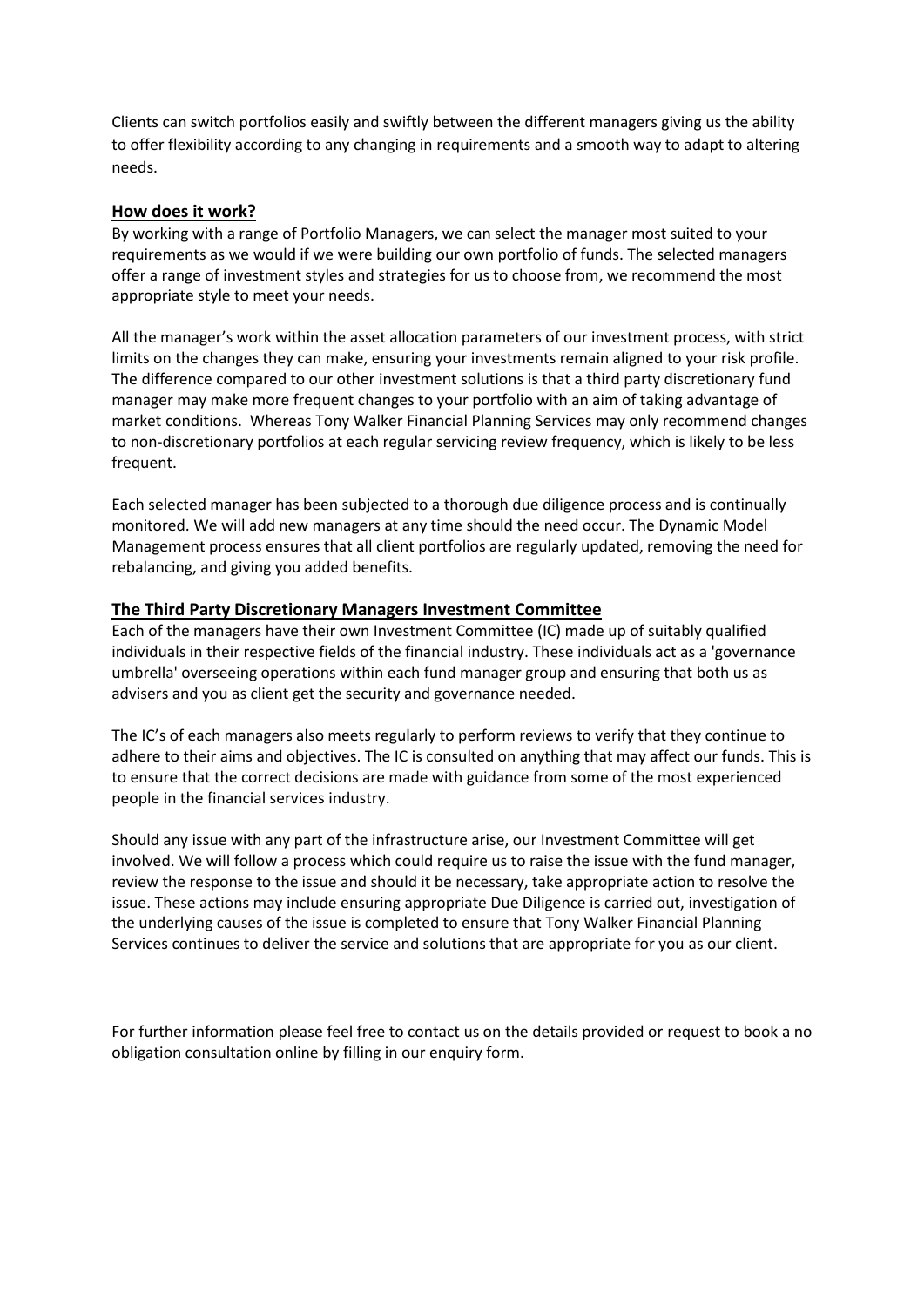Clients can switch portfolios easily and swiftly between the different managers giving us the ability to offer flexibility according to any changing in requirements and a smooth way to adapt to altering needs.

## How does it work?

By working with a range of Portfolio Managers, we can select the manager most suited to your requirements as we would if we were building our own portfolio of funds. The selected managers offer a range of investment styles and strategies for us to choose from, we recommend the most appropriate style to meet your needs.

All the manager's work within the asset allocation parameters of our investment process, with strict limits on the changes they can make, ensuring your investments remain aligned to your risk profile. The difference compared to our other investment solutions is that a third party discretionary fund manager may make more frequent changes to your portfolio with an aim of taking advantage of market conditions. Whereas Tony Walker Financial Planning Services may only recommend changes to non-discretionary portfolios at each regular servicing review frequency, which is likely to be less frequent.

Each selected manager has been subjected to a thorough due diligence process and is continually monitored. We will add new managers at any time should the need occur. The Dynamic Model Management process ensures that all client portfolios are regularly updated, removing the need for rebalancing, and giving you added benefits.

## The Third Party Discretionary Managers Investment Committee

Each of the managers have their own Investment Committee (IC) made up of suitably qualified individuals in their respective fields of the financial industry. These individuals act as a 'governance umbrella' overseeing operations within each fund manager group and ensuring that both us as advisers and you as client get the security and governance needed.

The IC's of each managers also meets regularly to perform reviews to verify that they continue to adhere to their aims and objectives. The IC is consulted on anything that may affect our funds. This is to ensure that the correct decisions are made with guidance from some of the most experienced people in the financial services industry.

Should any issue with any part of the infrastructure arise, our Investment Committee will get involved. We will follow a process which could require us to raise the issue with the fund manager, review the response to the issue and should it be necessary, take appropriate action to resolve the issue. These actions may include ensuring appropriate Due Diligence is carried out, investigation of the underlying causes of the issue is completed to ensure that Tony Walker Financial Planning Services continues to deliver the service and solutions that are appropriate for you as our client.

For further information please feel free to contact us on the details provided or request to book a no obligation consultation online by filling in our enquiry form.